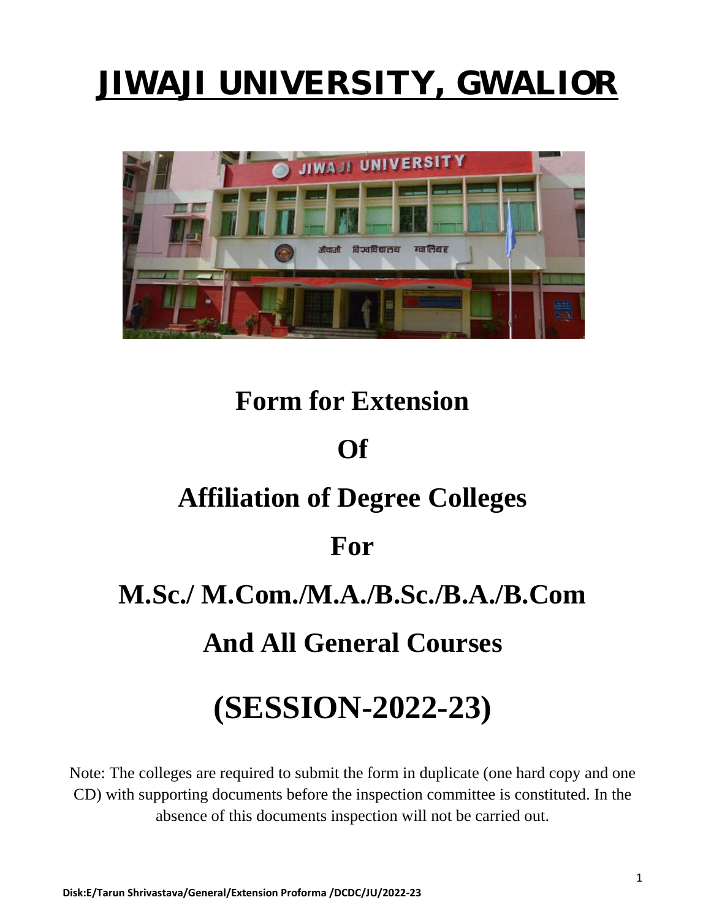# JIWAJI UNIVERSITY, GWALIOR

# Form for Extension

# Of

# Affiliation of Degree Colleges

# For

# M.Sc./ M.Com./M.A./B.Sc./B.A./B.Com

# And All General Courses

# (SESSION-2022-23)

Note: The colleges are required to submit the form in duplicate (one hard copy and one CD) with supporting documents before the inspection committee is constituted. In the absence of this documents inspection will not be carried out.

**Disk:E/Tarun Shrivastava/General/Extension Proforma /DCDC/JU/2022-23**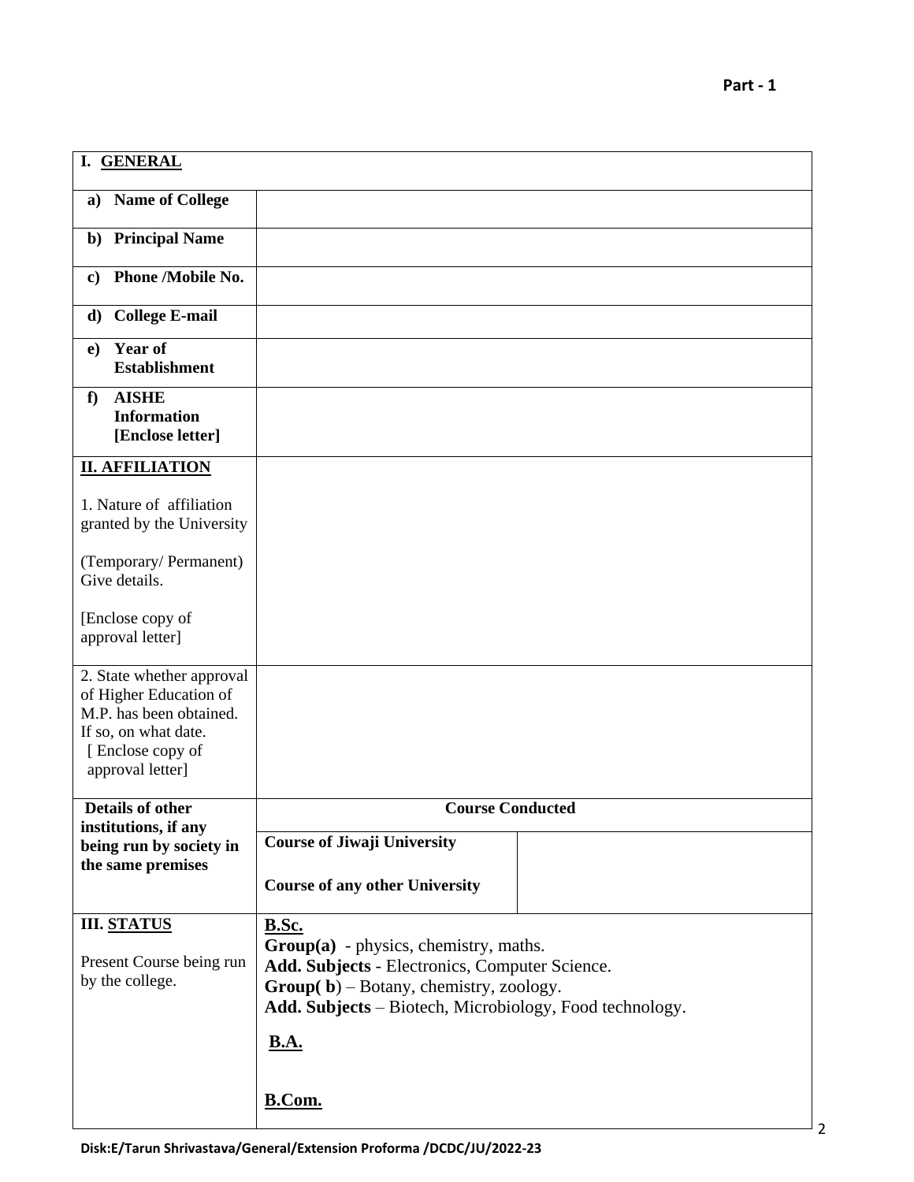**Part - 1**

| **I. GENERAL** | | |
|---|---|---|
| **a) Name of College** | | |
| **b) Principal Name** | | |
| **c) Phone /Mobile No.** | | |
| **d) College E-mail** | | |
| **e) Year of Establishment** | | |
| **f) AISHE Information [Enclose letter]** | | |
| **II. AFFILIATION**<br><br>1. Nature of affiliation granted by the University<br><br>(Temporary/ Permanent) Give details.<br><br>[Enclose copy of approval letter] | | |
| 2. State whether approval of Higher Education of M.P. has been obtained. If so, on what date. [ Enclose copy of approval letter] | | |
| **Details of other institutions, if any being run by society in the same premises** | **Course Conducted** | |
| | **Course of Jiwaji University**<br><br>**Course of any other University** | |
| **III. STATUS**<br><br>Present Course being run by the college. | **B.Sc.**<br>**Group(a)** - physics, chemistry, maths.<br>**Add. Subjects** - Electronics, Computer Science.<br>**Group( b**) – Botany, chemistry, zoology.<br>**Add. Subjects** – Biotech, Microbiology, Food technology.<br><br>**B.A.**<br><br>**B.Com.** | |

**Disk:E/Tarun Shrivastava/General/Extension Proforma /DCDC/JU/2022-23**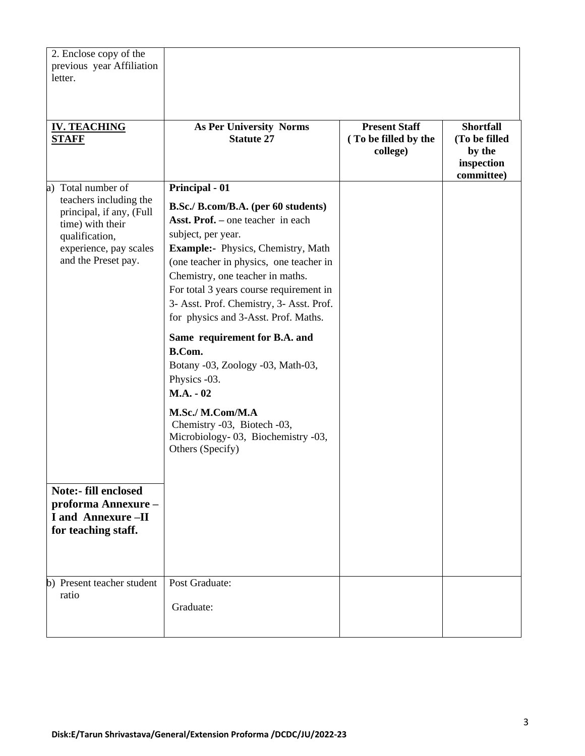| 2. Enclose copy of the previous year Affiliation letter. | | | |
|---|---|---|---|
| **IV. TEACHING STAFF** | **As Per University Norms Statute 27** | **Present Staff ( To be filled by the college)** | **Shortfall (To be filled by the inspection committee)** |
| a) Total number of teachers including the principal, if any, (Full time) with their qualification, experience, pay scales and the Preset pay.<br><br>**Note:- fill enclosed proforma Annexure – I and Annexure –II for teaching staff.** | **Principal - 01**<br><br>**B.Sc./ B.com/B.A. (per 60 students)**<br>**Asst. Prof. –** one teacher in each subject, per year.<br>**Example:-** Physics, Chemistry, Math (one teacher in physics, one teacher in Chemistry, one teacher in maths.<br>For total 3 years course requirement in 3- Asst. Prof. Chemistry, 3- Asst. Prof. for physics and 3-Asst. Prof. Maths.<br><br>**Same requirement for B.A. and B.Com.**<br>Botany -03, Zoology -03, Math-03, Physics -03.<br>**M.A. - 02**<br><br>**M.Sc./ M.Com/M.A**<br>Chemistry -03, Biotech -03, Microbiology- 03, Biochemistry -03, Others (Specify) | | |
| b) Present teacher student ratio | Post Graduate:<br><br>Graduate: | | |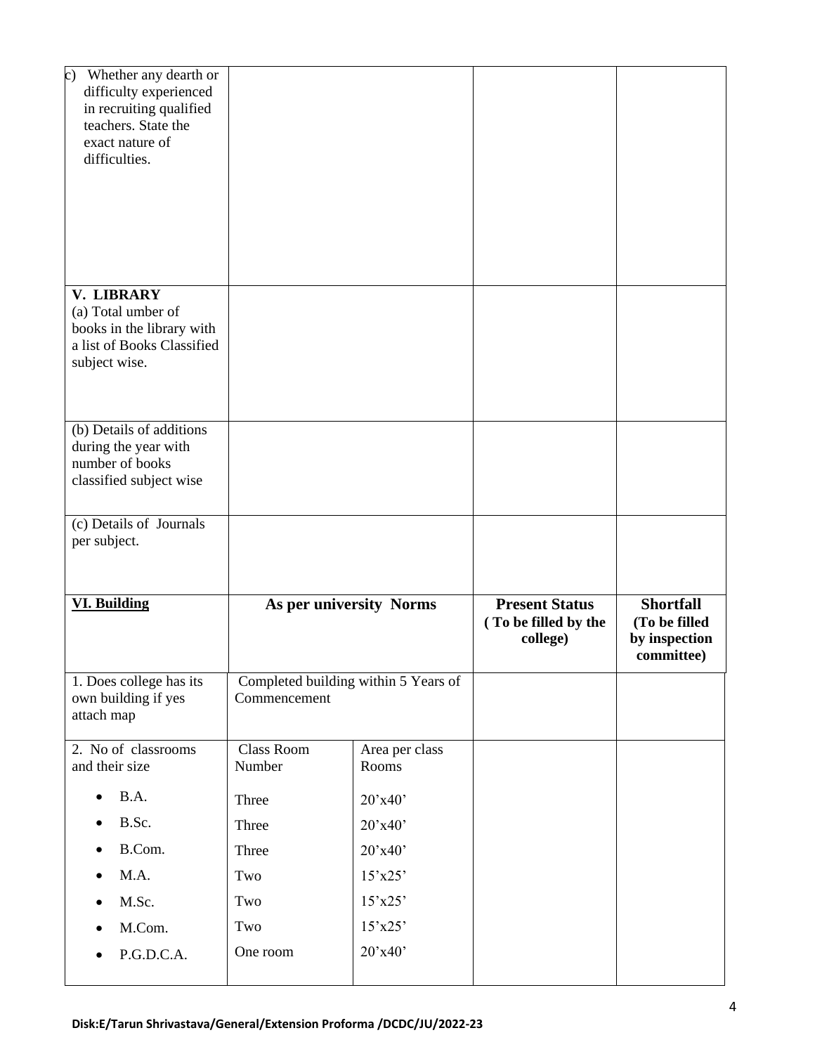| c) Whether any dearth or difficulty experienced in recruiting qualified teachers. State the exact nature of difficulties. | | | | |
|---|---|---|---|---|
| **V. LIBRARY** (a) Total umber of books in the library with a list of Books Classified subject wise. | | | | |
| (b) Details of additions during the year with number of books classified subject wise | | | | |
| (c) Details of Journals per subject. | | | | |
| **VI. Building** | **As per university Norms** | | **Present Status ( To be filled by the college)** | **Shortfall (To be filled by inspection committee)** |
| 1. Does college has its own building if yes attach map | Completed building within 5 Years of Commencement | | | |
| 2. No of classrooms and their size | Class Room Number | Area per class Rooms | | |
| • B.A. | Three | 20'x40' | | |
| • B.Sc. | Three | 20'x40' | | |
| • B.Com. | Three | 20'x40' | | |
| • M.A. | Two | 15'x25' | | |
| • M.Sc. | Two | 15'x25' | | |
| • M.Com. | Two | 15'x25' | | |
| • P.G.D.C.A. | One room | 20'x40' | | |

Disk:E/Tarun Shrivastava/General/Extension Proforma /DCDC/JU/2022-23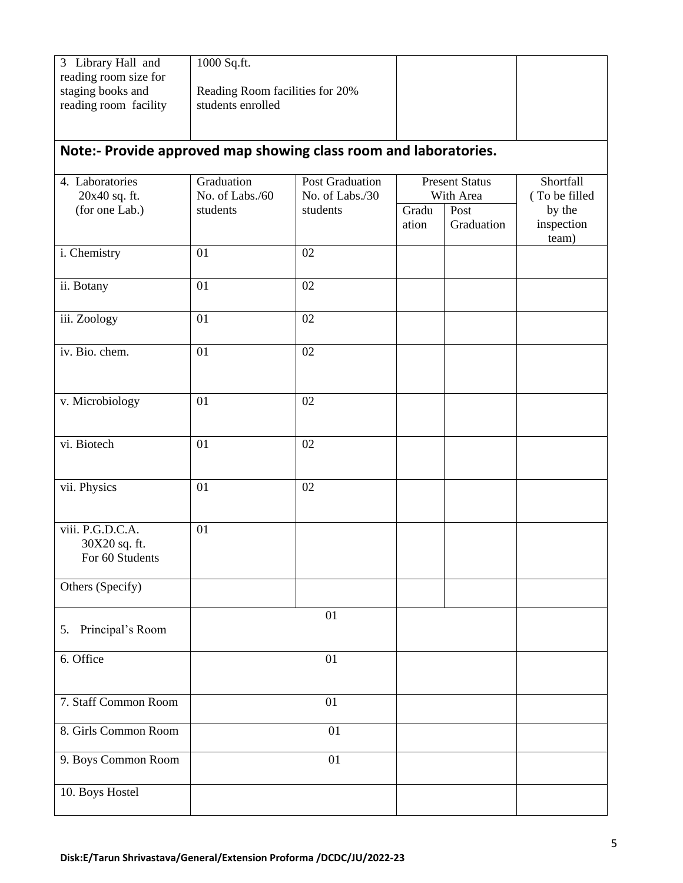| 3 Library Hall and reading room size for staging books and reading room facility | 1000 Sq.ft. Reading Room facilities for 20% students enrolled | | | |
|---|---|---|---|---|

**Note:- Provide approved map showing class room and laboratories.**

| 4. Laboratories 20x40 sq. ft. (for one Lab.) | Graduation No. of Labs./60 students | Post Graduation No. of Labs./30 students | Present Status With Area | | Shortfall ( To be filled by the inspection team) |
|---|---|---|---|---|---|
| | | | Graduation | Post Graduation | |
| i. Chemistry | 01 | 02 | | | |
| ii. Botany | 01 | 02 | | | |
| iii. Zoology | 01 | 02 | | | |
| iv. Bio. chem. | 01 | 02 | | | |
| v. Microbiology | 01 | 02 | | | |
| vi. Biotech | 01 | 02 | | | |
| vii. Physics | 01 | 02 | | | |
| viii. P.G.D.C.A. 30X20 sq. ft. For 60 Students | 01 | | | | |
| Others (Specify) | | | | | |
| 5. Principal's Room | 01 | | | | |
| 6. Office | 01 | | | | |
| 7. Staff Common Room | 01 | | | | |
| 8. Girls Common Room | 01 | | | | |
| 9. Boys Common Room | 01 | | | | |
| 10. Boys Hostel | | | | | |

Disk:E/Tarun Shrivastava/General/Extension Proforma /DCDC/JU/2022-23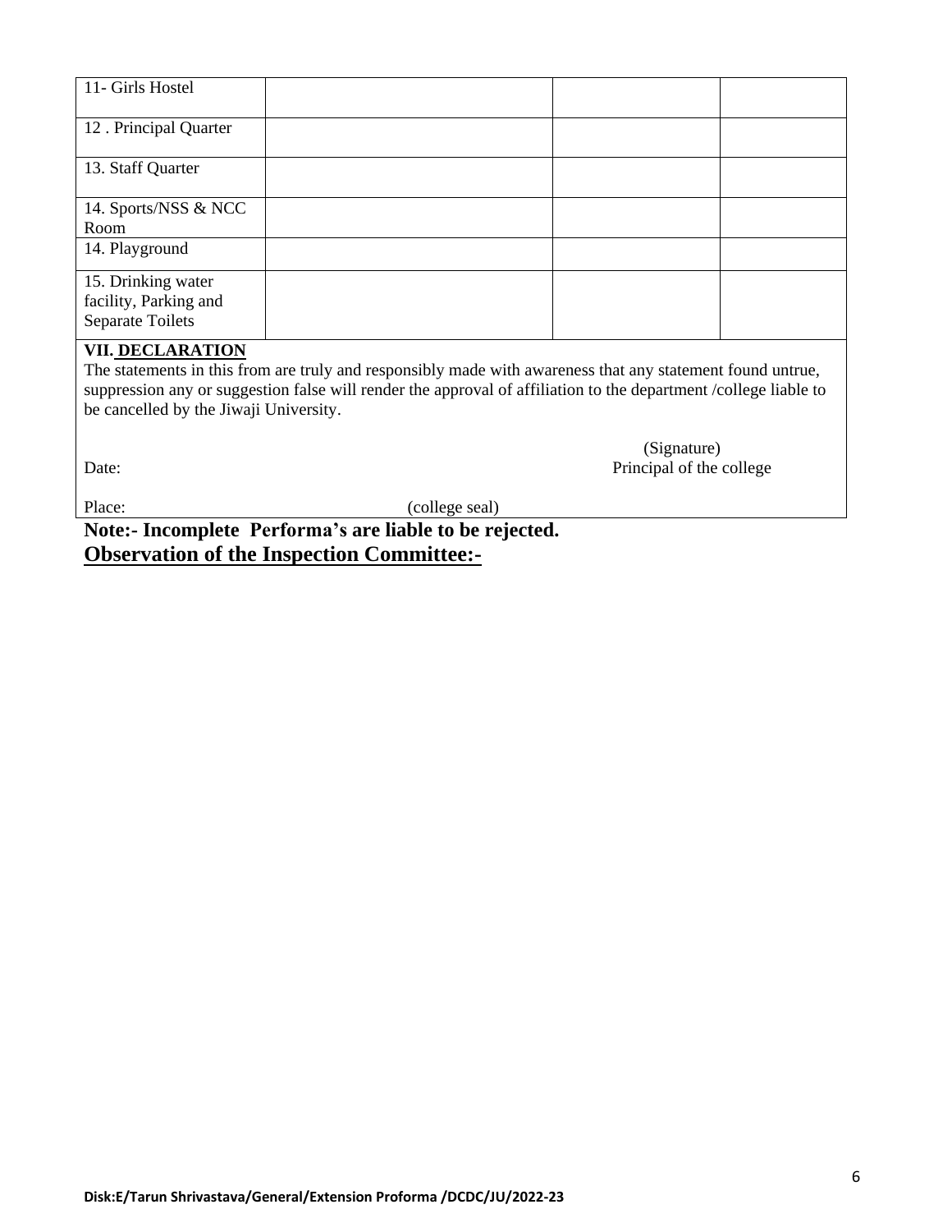| 11- Girls Hostel | | | |
|---|---|---|---|
| 12 . Principal Quarter | | | |
| 13. Staff Quarter | | | |
| 14. Sports/NSS & NCC Room | | | |
| 14. Playground | | | |
| 15. Drinking water facility, Parking and Separate Toilets | | | |

**VII. DECLARATION**

The statements in this from are truly and responsibly made with awareness that any statement found untrue, suppression any or suggestion false will render the approval of affiliation to the department /college liable to be cancelled by the Jiwaji University.

(Signature)
Principal of the college

Date:

Place: (college seal)

**Note:- Incomplete Performa's are liable to be rejected.**

**Observation of the Inspection Committee:-**

Disk:E/Tarun Shrivastava/General/Extension Proforma /DCDC/JU/2022-23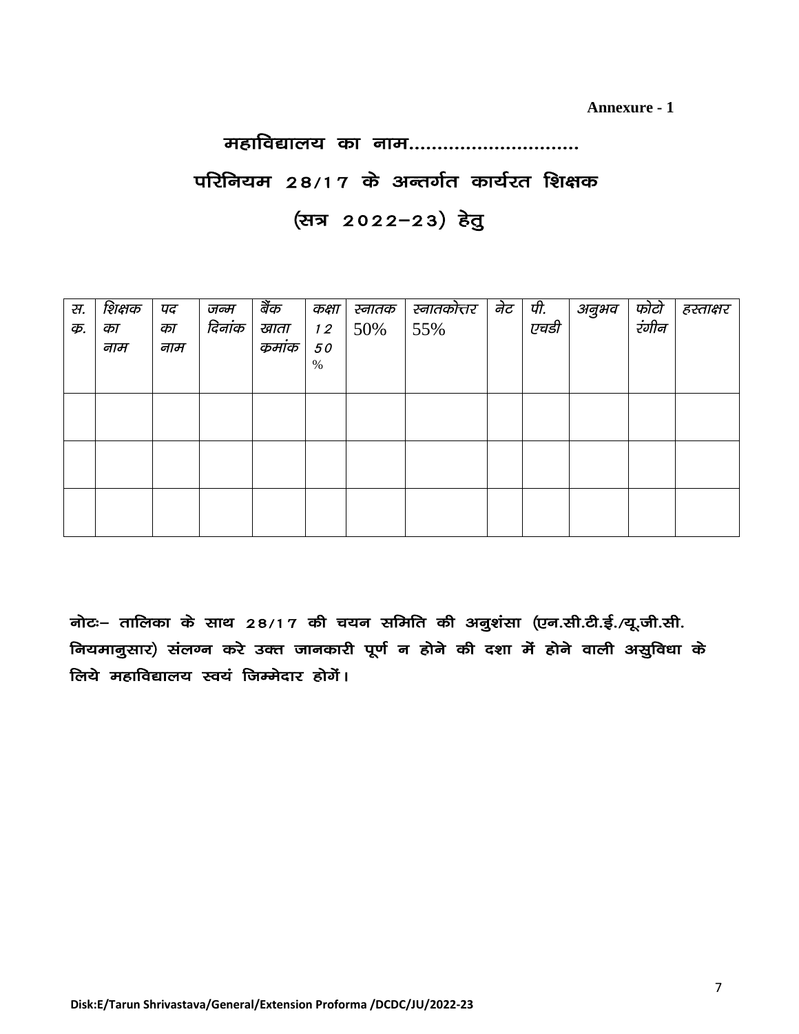**Annexure - 1**

# महाविद्यालय का नाम..............................

## परिनियम 28/17 के अन्तर्गत कार्यरत शिक्षक

## (सत्र 2022–23) हेतु

| स. क्र. | शिक्षक का नाम | पद का नाम | जन्म दिनांक | बैंक खाता कमांक | कक्षा 12 50 % | स्नातक 50% | स्नातकोत्तर 55% | नेट | पी. एचडी | अनुभव | फोटो रंगीन | हस्ताक्षर |
|---|---|---|---|---|---|---|---|---|---|---|---|---|
| | | | | | | | | | | | | |
| | | | | | | | | | | | | |
| | | | | | | | | | | | | |

**नोटः– तालिका के साथ 28/17 की चयन समिति की अनुशंसा (एन.सी.टी.ई./यू.जी.सी. नियमानुसार) संलग्न करे उक्त जानकारी पूर्ण न होने की दशा में होने वाली असुविधा के लिये महाविद्यालय स्वयं जिम्मेदार होगें।**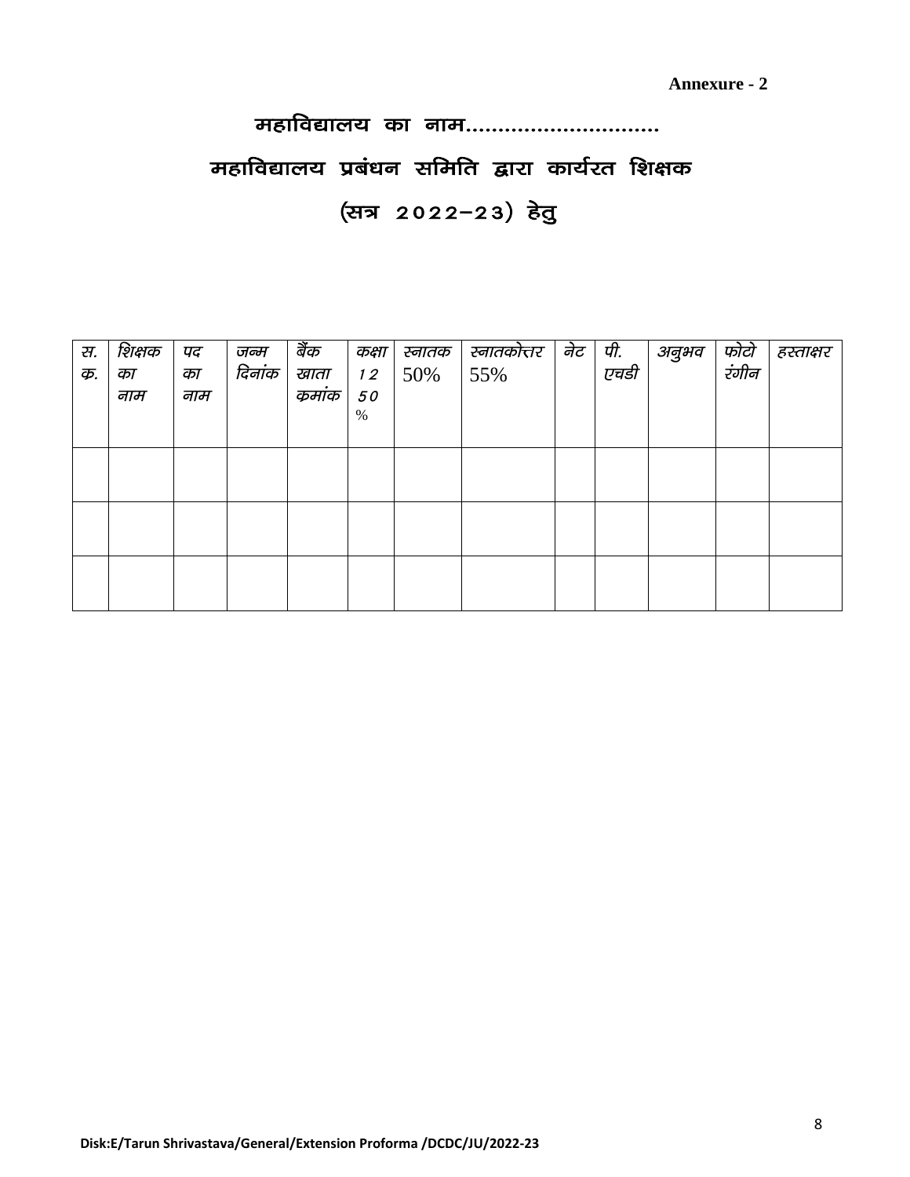**Annexure - 2**

# महाविद्यालय का नाम...............................

## महाविद्यालय प्रबंधन समिति द्वारा कार्यरत शिक्षक

## (सत्र 2022–23) हेतु

| स. क्र. | शिक्षक का नाम | पद का नाम | जन्म दिनांक | बैंक खाता कमांक | कक्षा 12 50 % | स्नातक 50% | स्नातकोत्तर 55% | नेट | पी. एचडी | अनुभव | फोटो रंगीन | हस्ताक्षर |
|---|---|---|---|---|---|---|---|---|---|---|---|---|
| | | | | | | | | | | | | |
| | | | | | | | | | | | | |
| | | | | | | | | | | | | |

Disk:E/Tarun Shrivastava/General/Extension Proforma /DCDC/JU/2022-23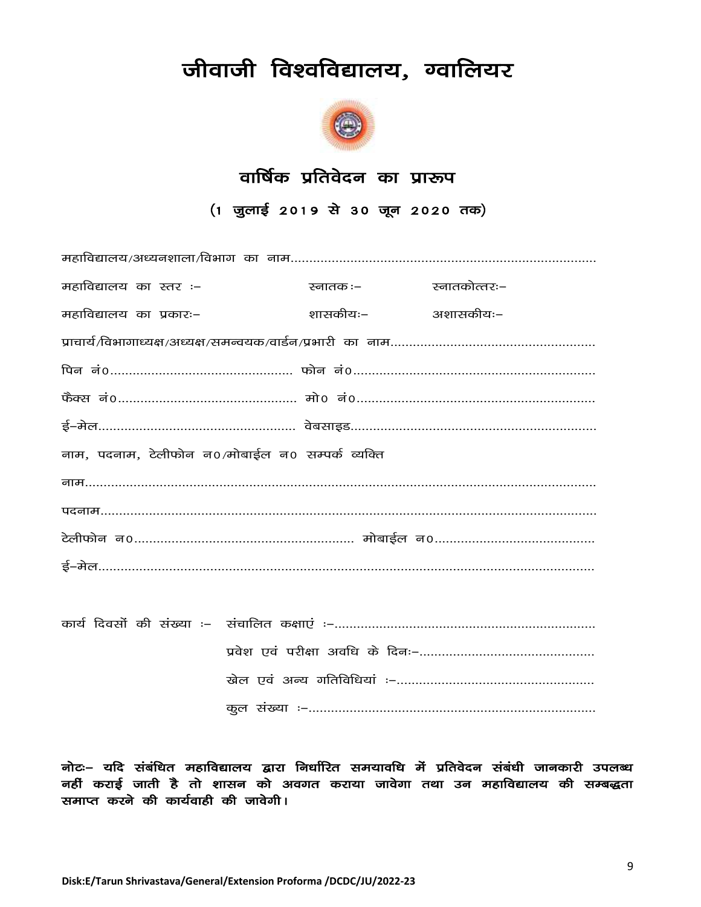# जीवाजी विश्वविद्यालय, ग्वालियर

## वार्षिक प्रतिवेदन का प्रारूप

### (1 जुलाई 2019 से 30 जून 2020 तक)

महाविद्यालय/अध्ययनशाला/विभाग का नाम..................................................................................

महाविद्यालय का स्तर :– स्नातक :– स्नातकोत्तरः–

महाविद्यालय का प्रकारः– शासकीयः– अशासकीयः–

प्राचार्य/विभागाध्यक्ष/अध्यक्ष/समन्वयक/वार्डन/प्रभारी का नाम......................................................

पिन नं0................................................ फोन नं0................................................................

फैक्स नं0............................................... मो0 नं0..............................................................

ई–मेल.................................................... वेबसाइड.................................................................

नाम, पदनाम, टेलीफोन न0/मोबाईल न0 सम्पर्क व्यक्ति

नाम..............................................................................................................................

पदनाम..........................................................................................................................

टेलीफोन न0.......................................................... मोबाईल न0..........................................

ई–मेल...........................................................................................................................

कार्य दिवसों की संख्या :– संचालित कक्षाएं :–.......................................................................

प्रवेश एवं परीक्षा अवधि के दिनः–...............................................

खेल एवं अन्य गतिविधियां :–.....................................................

कुल संख्या :–.............................................................................

**नोटः– यदि संबंधित महाविद्यालय द्वारा निर्धारित समयावधि में प्रतिवेदन संबंधी जानकारी उपलब्ध नहीं कराई जाती है तो शासन को अवगत कराया जावेगा तथा उन महाविद्यालय की सम्बद्धता समाप्त करने की कार्यवाही की जावेगी।**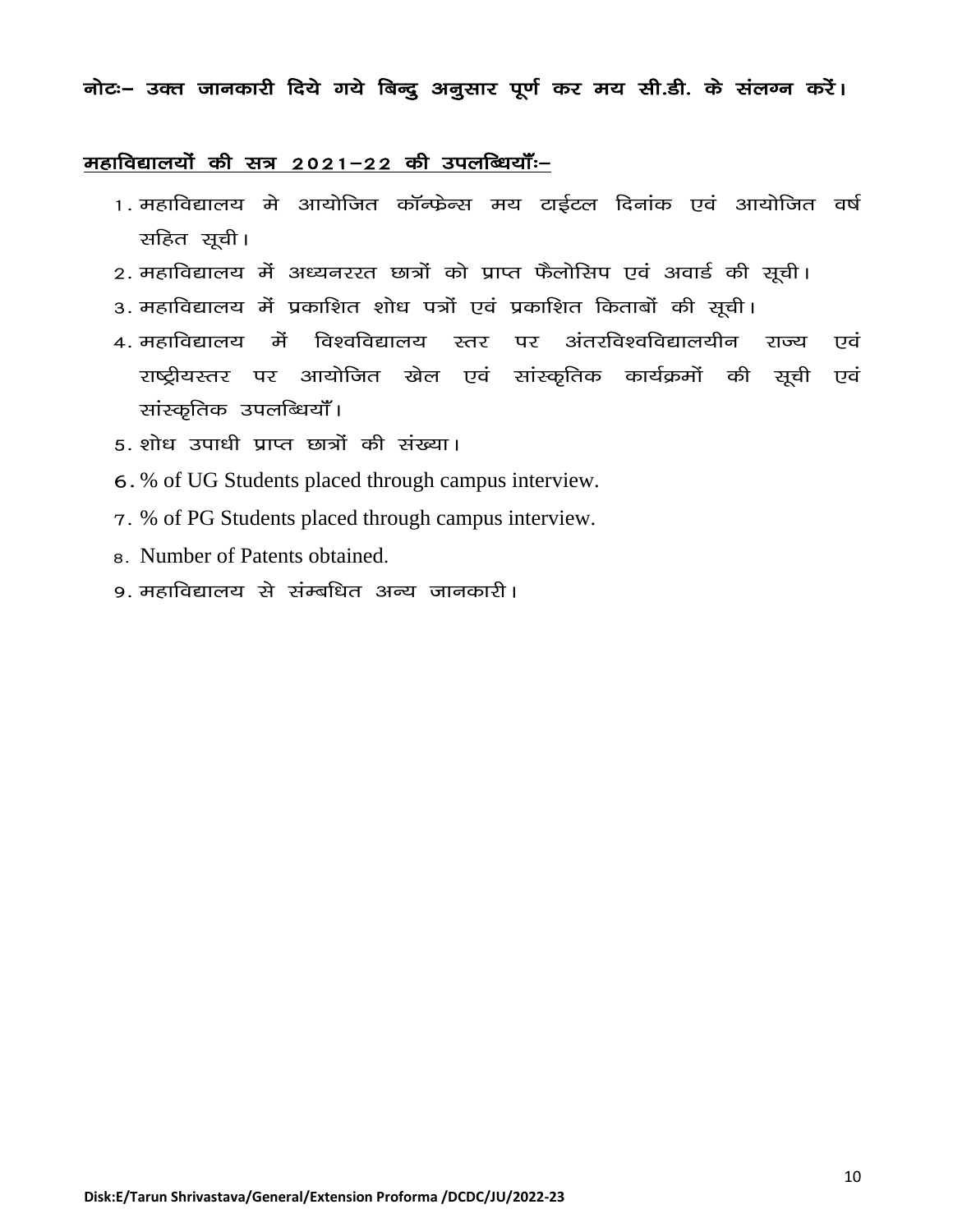**नोटः– उक्त जानकारी दिये गये बिन्दु अनुसार पूर्ण कर मय सी.डी. के संलग्न करें।**

**<u>महाविद्यालयों की सत्र 2021–22 की उपलब्धियाँः–</u>**

1. महाविद्यालय मे आयोजित कॉन्फ्रेन्स मय टाईटल दिनांक एवं आयोजित वर्ष सहित सूची।
2. महाविद्यालय में अध्यनरत छात्रों को प्राप्त फैलोसिप एवं अवार्ड की सूची।
3. महाविद्यालय में प्रकाशित शोध पत्रों एवं प्रकाशित किताबों की सूची।
4. महाविद्यालय में विश्वविद्यालय स्तर पर अंतरविश्वविद्यालयीन राज्य एवं राष्ट्रीयस्तर पर आयोजित खेल एवं सांस्कृतिक कार्यक्रमों की सूची एवं सांस्कृतिक उपलब्धियाँ।
5. शोध उपाधी प्राप्त छात्रों की संख्या।
6. % of UG Students placed through campus interview.
7. % of PG Students placed through campus interview.
8. Number of Patents obtained.
9. महाविद्यालय से संम्बधित अन्य जानकारी।

Disk:E/Tarun Shrivastava/General/Extension Proforma /DCDC/JU/2022-23